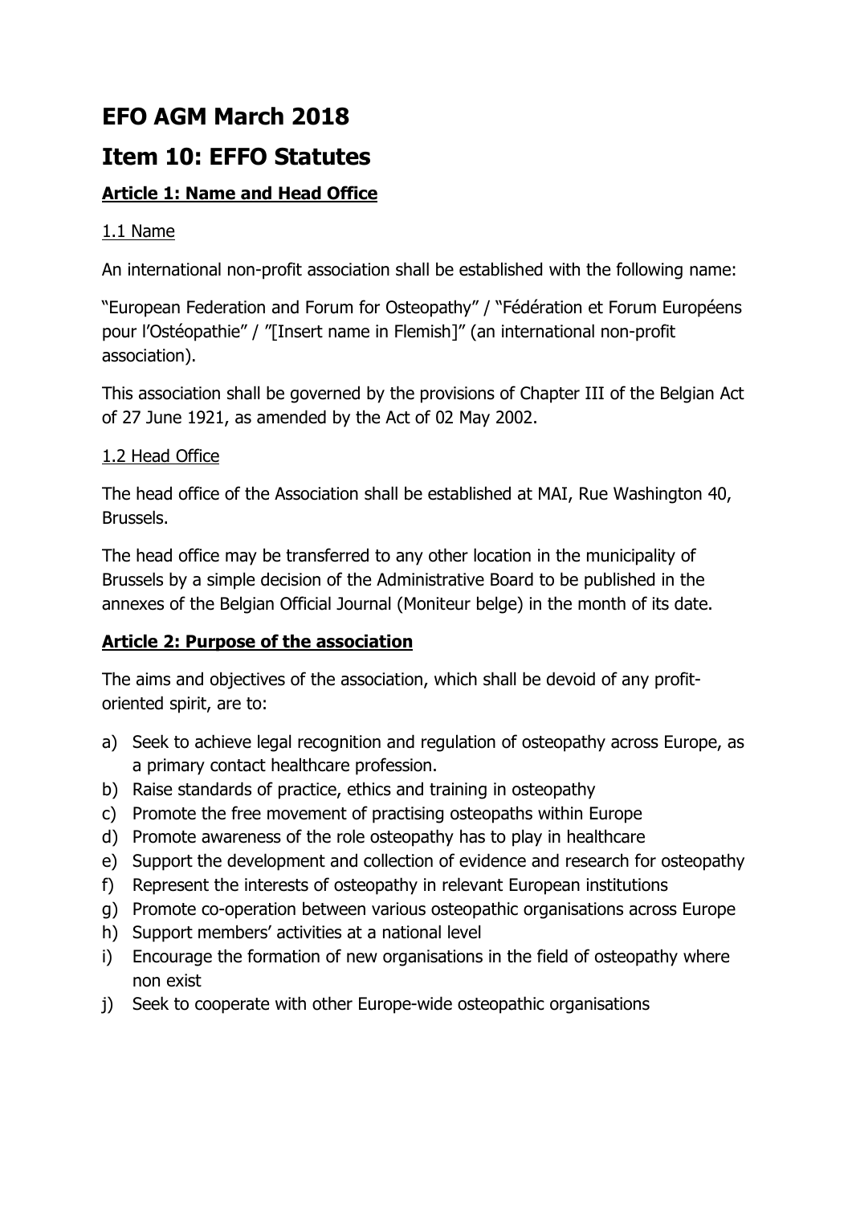# EFO AGM March 2018

# Item 10: EFFO Statutes

## Article 1: Name and Head Office

### 1.1 Name

An international non-profit association shall be established with the following name:

"European Federation and Forum for Osteopathy" / "Fédération et Forum Européens pour l'Ostéopathie" / "[Insert name in Flemish]" (an international non-profit association).

This association shall be governed by the provisions of Chapter III of the Belgian Act of 27 June 1921, as amended by the Act of 02 May 2002.

### 1.2 Head Office

The head office of the Association shall be established at MAI, Rue Washington 40, Brussels.

The head office may be transferred to any other location in the municipality of Brussels by a simple decision of the Administrative Board to be published in the annexes of the Belgian Official Journal (Moniteur belge) in the month of its date.

## Article 2: Purpose of the association

The aims and objectives of the association, which shall be devoid of any profit-oriented spirit, are to:

a) Seek to achieve legal recognition and regulation of osteopathy across Europe, as a primary contact healthcare profession.
b) Raise standards of practice, ethics and training in osteopathy
c) Promote the free movement of practising osteopaths within Europe
d) Promote awareness of the role osteopathy has to play in healthcare
e) Support the development and collection of evidence and research for osteopathy
f) Represent the interests of osteopathy in relevant European institutions
g) Promote co-operation between various osteopathic organisations across Europe
h) Support members' activities at a national level
i) Encourage the formation of new organisations in the field of osteopathy where non exist
j) Seek to cooperate with other Europe-wide osteopathic organisations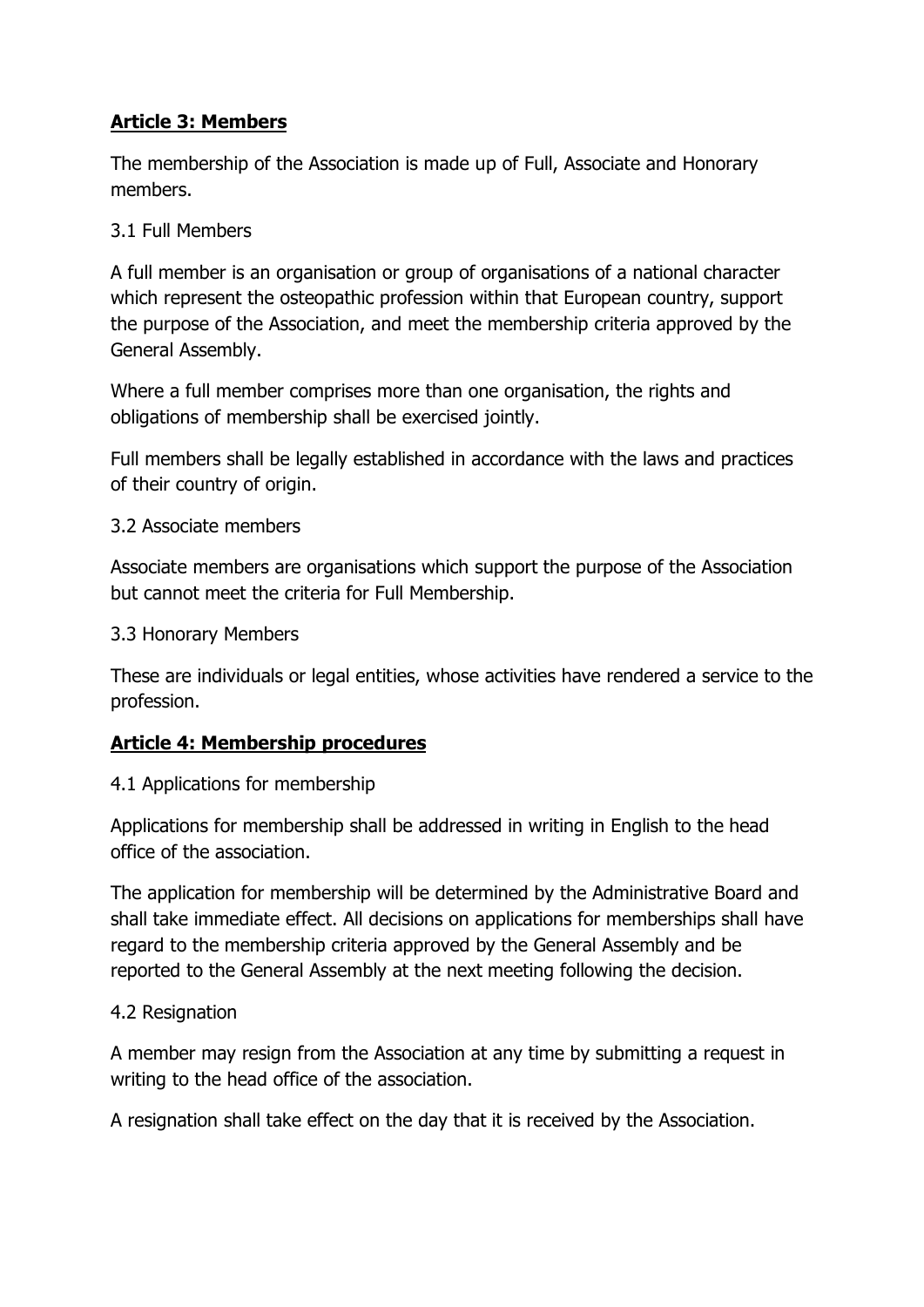## **Article 3: Members**

The membership of the Association is made up of Full, Associate and Honorary members.

### 3.1 Full Members

A full member is an organisation or group of organisations of a national character which represent the osteopathic profession within that European country, support the purpose of the Association, and meet the membership criteria approved by the General Assembly.

Where a full member comprises more than one organisation, the rights and obligations of membership shall be exercised jointly.

Full members shall be legally established in accordance with the laws and practices of their country of origin.

### 3.2 Associate members

Associate members are organisations which support the purpose of the Association but cannot meet the criteria for Full Membership.

### 3.3 Honorary Members

These are individuals or legal entities, whose activities have rendered a service to the profession.

## **Article 4: Membership procedures**

### 4.1 Applications for membership

Applications for membership shall be addressed in writing in English to the head office of the association.

The application for membership will be determined by the Administrative Board and shall take immediate effect. All decisions on applications for memberships shall have regard to the membership criteria approved by the General Assembly and be reported to the General Assembly at the next meeting following the decision.

### 4.2 Resignation

A member may resign from the Association at any time by submitting a request in writing to the head office of the association.

A resignation shall take effect on the day that it is received by the Association.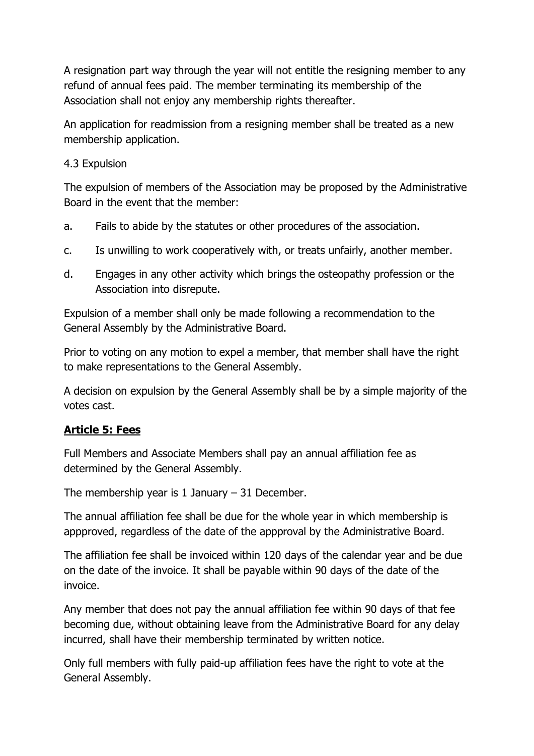A resignation part way through the year will not entitle the resigning member to any refund of annual fees paid. The member terminating its membership of the Association shall not enjoy any membership rights thereafter.

An application for readmission from a resigning member shall be treated as a new membership application.

4.3 Expulsion

The expulsion of members of the Association may be proposed by the Administrative Board in the event that the member:

a. Fails to abide by the statutes or other procedures of the association.

c. Is unwilling to work cooperatively with, or treats unfairly, another member.

d. Engages in any other activity which brings the osteopathy profession or the Association into disrepute.

Expulsion of a member shall only be made following a recommendation to the General Assembly by the Administrative Board.

Prior to voting on any motion to expel a member, that member shall have the right to make representations to the General Assembly.

A decision on expulsion by the General Assembly shall be by a simple majority of the votes cast.

## Article 5: Fees

Full Members and Associate Members shall pay an annual affiliation fee as determined by the General Assembly.

The membership year is 1 January – 31 December.

The annual affiliation fee shall be due for the whole year in which membership is appproved, regardless of the date of the appproval by the Administrative Board.

The affiliation fee shall be invoiced within 120 days of the calendar year and be due on the date of the invoice. It shall be payable within 90 days of the date of the invoice.

Any member that does not pay the annual affiliation fee within 90 days of that fee becoming due, without obtaining leave from the Administrative Board for any delay incurred, shall have their membership terminated by written notice.

Only full members with fully paid-up affiliation fees have the right to vote at the General Assembly.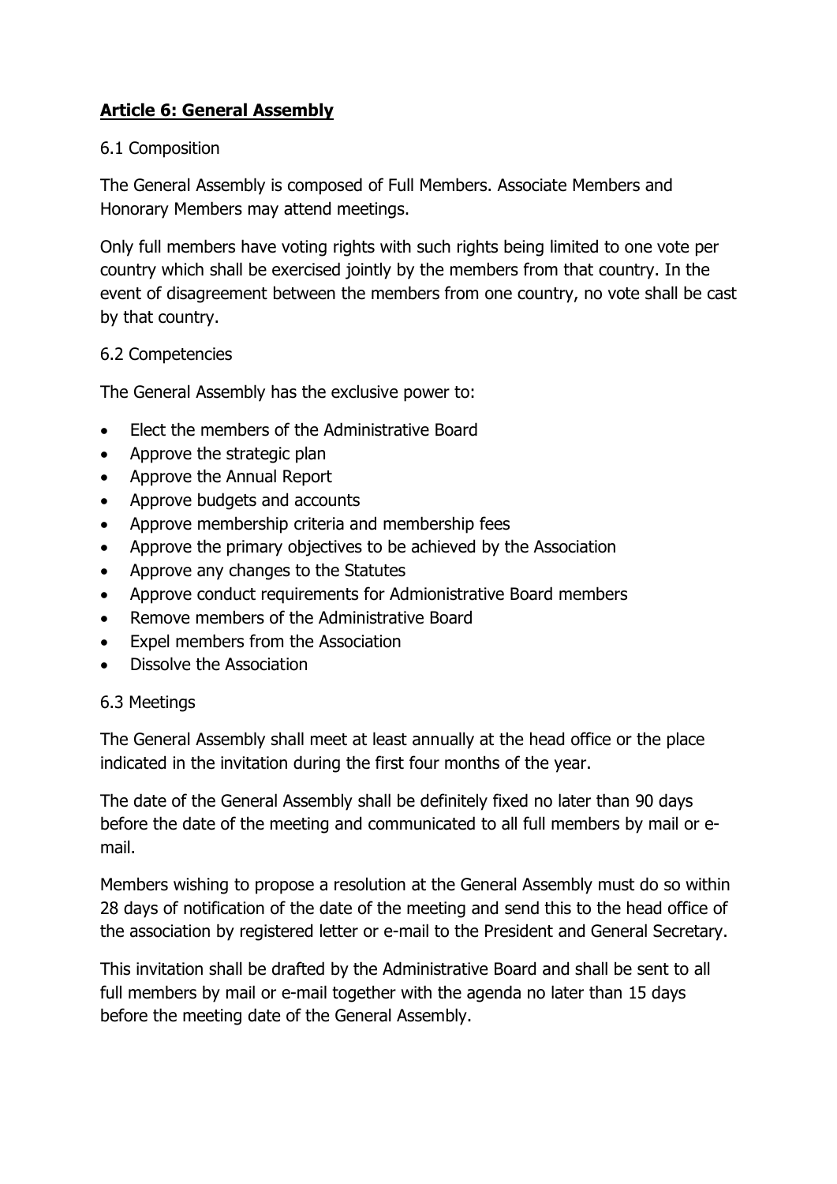## **Article 6: General Assembly**

6.1 Composition

The General Assembly is composed of Full Members. Associate Members and Honorary Members may attend meetings.

Only full members have voting rights with such rights being limited to one vote per country which shall be exercised jointly by the members from that country. In the event of disagreement between the members from one country, no vote shall be cast by that country.

6.2 Competencies

The General Assembly has the exclusive power to:

- Elect the members of the Administrative Board
- Approve the strategic plan
- Approve the Annual Report
- Approve budgets and accounts
- Approve membership criteria and membership fees
- Approve the primary objectives to be achieved by the Association
- Approve any changes to the Statutes
- Approve conduct requirements for Admionistrative Board members
- Remove members of the Administrative Board
- Expel members from the Association
- Dissolve the Association

6.3 Meetings

The General Assembly shall meet at least annually at the head office or the place indicated in the invitation during the first four months of the year.

The date of the General Assembly shall be definitely fixed no later than 90 days before the date of the meeting and communicated to all full members by mail or e-mail.

Members wishing to propose a resolution at the General Assembly must do so within 28 days of notification of the date of the meeting and send this to the head office of the association by registered letter or e-mail to the President and General Secretary.

This invitation shall be drafted by the Administrative Board and shall be sent to all full members by mail or e-mail together with the agenda no later than 15 days before the meeting date of the General Assembly.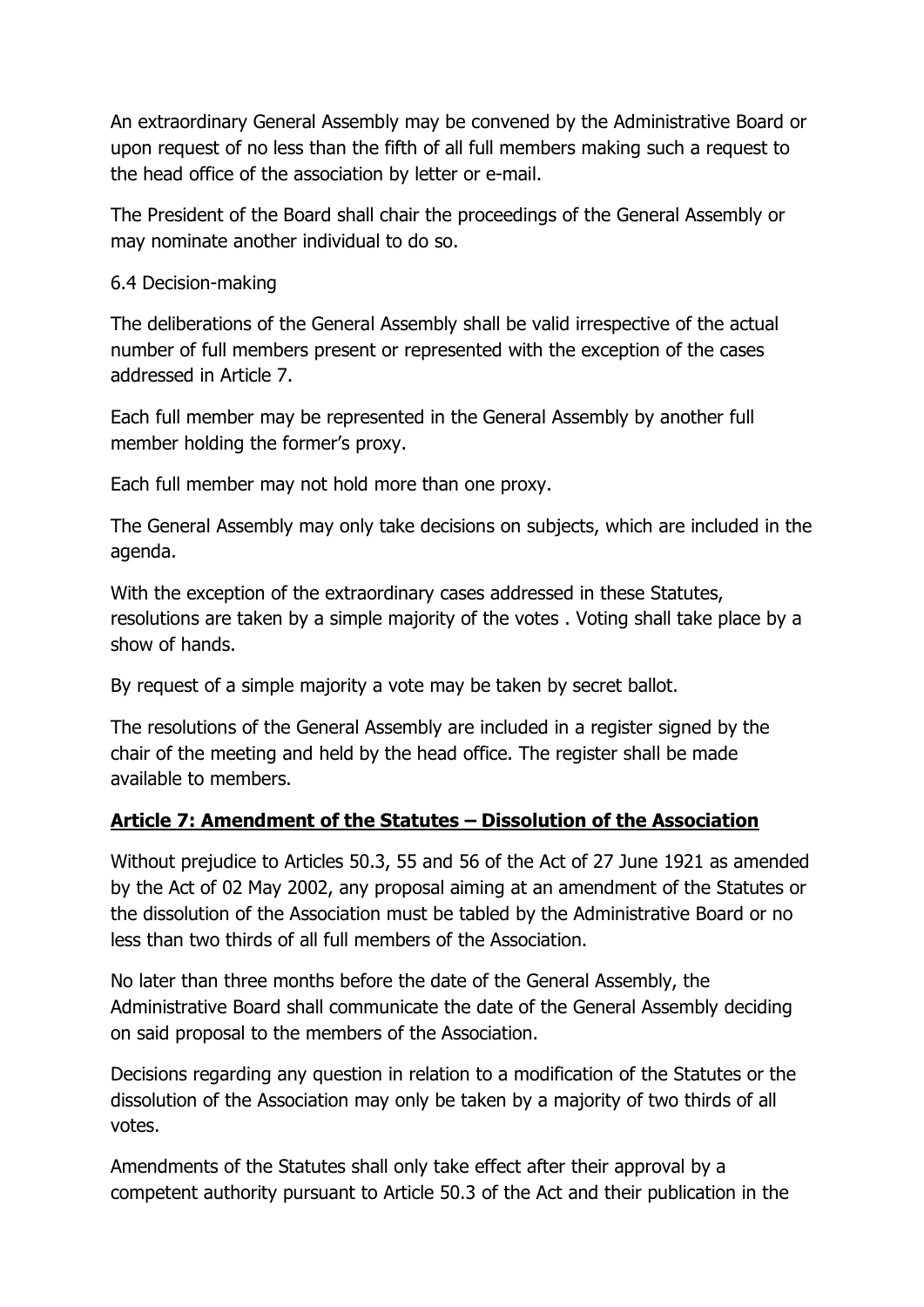An extraordinary General Assembly may be convened by the Administrative Board or upon request of no less than the fifth of all full members making such a request to the head office of the association by letter or e-mail.

The President of the Board shall chair the proceedings of the General Assembly or may nominate another individual to do so.

6.4 Decision-making

The deliberations of the General Assembly shall be valid irrespective of the actual number of full members present or represented with the exception of the cases addressed in Article 7.

Each full member may be represented in the General Assembly by another full member holding the former's proxy.

Each full member may not hold more than one proxy.

The General Assembly may only take decisions on subjects, which are included in the agenda.

With the exception of the extraordinary cases addressed in these Statutes, resolutions are taken by a simple majority of the votes . Voting shall take place by a show of hands.

By request of a simple majority a vote may be taken by secret ballot.

The resolutions of the General Assembly are included in a register signed by the chair of the meeting and held by the head office. The register shall be made available to members.

## **Article 7: Amendment of the Statutes – Dissolution of the Association**

Without prejudice to Articles 50.3, 55 and 56 of the Act of 27 June 1921 as amended by the Act of 02 May 2002, any proposal aiming at an amendment of the Statutes or the dissolution of the Association must be tabled by the Administrative Board or no less than two thirds of all full members of the Association.

No later than three months before the date of the General Assembly, the Administrative Board shall communicate the date of the General Assembly deciding on said proposal to the members of the Association.

Decisions regarding any question in relation to a modification of the Statutes or the dissolution of the Association may only be taken by a majority of two thirds of all votes.

Amendments of the Statutes shall only take effect after their approval by a competent authority pursuant to Article 50.3 of the Act and their publication in the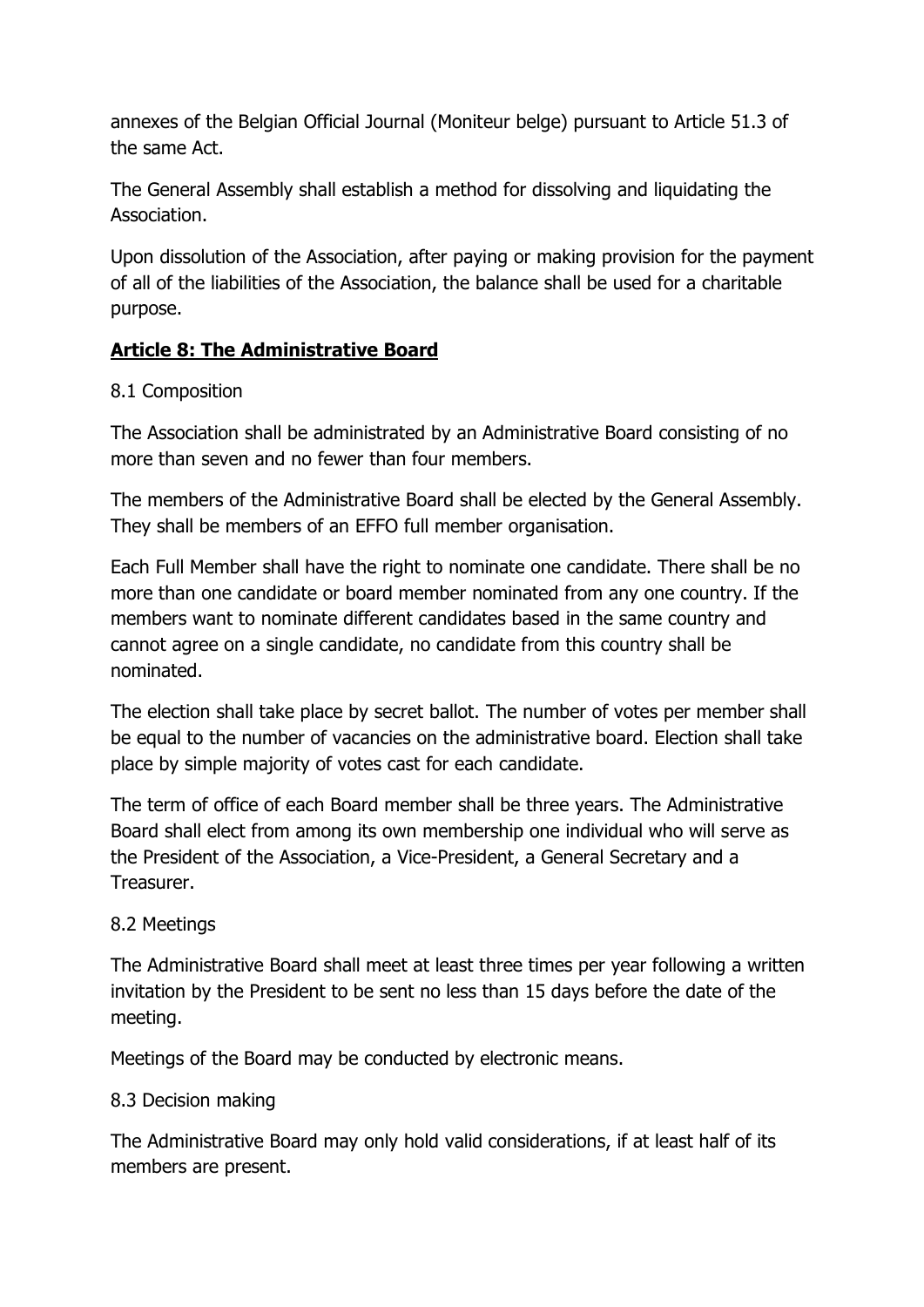annexes of the Belgian Official Journal (Moniteur belge) pursuant to Article 51.3 of the same Act.

The General Assembly shall establish a method for dissolving and liquidating the Association.

Upon dissolution of the Association, after paying or making provision for the payment of all of the liabilities of the Association, the balance shall be used for a charitable purpose.

## Article 8: The Administrative Board

8.1 Composition

The Association shall be administrated by an Administrative Board consisting of no more than seven and no fewer than four members.

The members of the Administrative Board shall be elected by the General Assembly. They shall be members of an EFFO full member organisation.

Each Full Member shall have the right to nominate one candidate. There shall be no more than one candidate or board member nominated from any one country. If the members want to nominate different candidates based in the same country and cannot agree on a single candidate, no candidate from this country shall be nominated.

The election shall take place by secret ballot. The number of votes per member shall be equal to the number of vacancies on the administrative board. Election shall take place by simple majority of votes cast for each candidate.

The term of office of each Board member shall be three years. The Administrative Board shall elect from among its own membership one individual who will serve as the President of the Association, a Vice-President, a General Secretary and a Treasurer.

8.2 Meetings

The Administrative Board shall meet at least three times per year following a written invitation by the President to be sent no less than 15 days before the date of the meeting.

Meetings of the Board may be conducted by electronic means.

8.3 Decision making

The Administrative Board may only hold valid considerations, if at least half of its members are present.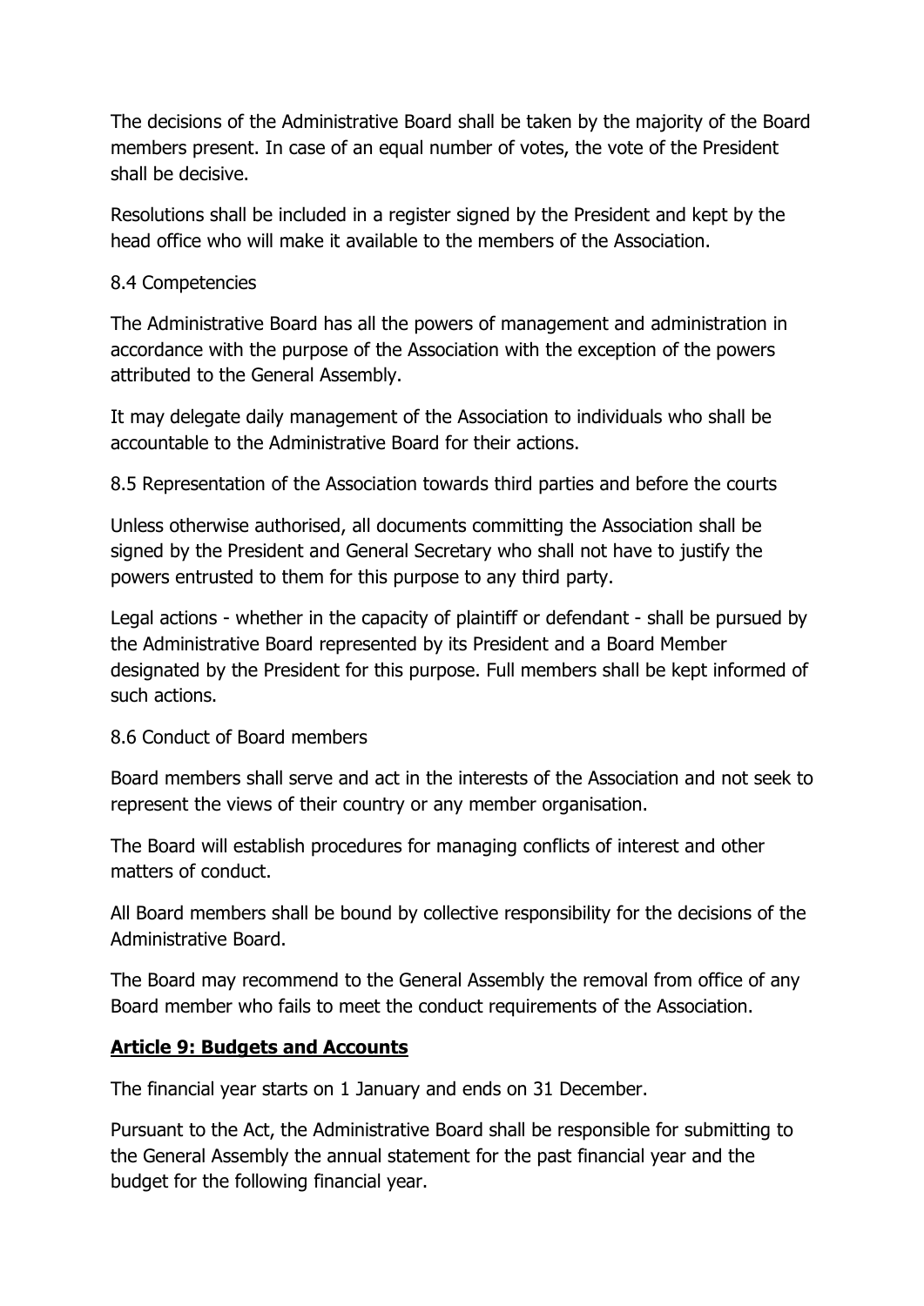The decisions of the Administrative Board shall be taken by the majority of the Board members present. In case of an equal number of votes, the vote of the President shall be decisive.

Resolutions shall be included in a register signed by the President and kept by the head office who will make it available to the members of the Association.

8.4 Competencies

The Administrative Board has all the powers of management and administration in accordance with the purpose of the Association with the exception of the powers attributed to the General Assembly.

It may delegate daily management of the Association to individuals who shall be accountable to the Administrative Board for their actions.

8.5 Representation of the Association towards third parties and before the courts

Unless otherwise authorised, all documents committing the Association shall be signed by the President and General Secretary who shall not have to justify the powers entrusted to them for this purpose to any third party.

Legal actions - whether in the capacity of plaintiff or defendant - shall be pursued by the Administrative Board represented by its President and a Board Member designated by the President for this purpose. Full members shall be kept informed of such actions.

8.6 Conduct of Board members

Board members shall serve and act in the interests of the Association and not seek to represent the views of their country or any member organisation.

The Board will establish procedures for managing conflicts of interest and other matters of conduct.

All Board members shall be bound by collective responsibility for the decisions of the Administrative Board.

The Board may recommend to the General Assembly the removal from office of any Board member who fails to meet the conduct requirements of the Association.

## **Article 9: Budgets and Accounts**

The financial year starts on 1 January and ends on 31 December.

Pursuant to the Act, the Administrative Board shall be responsible for submitting to the General Assembly the annual statement for the past financial year and the budget for the following financial year.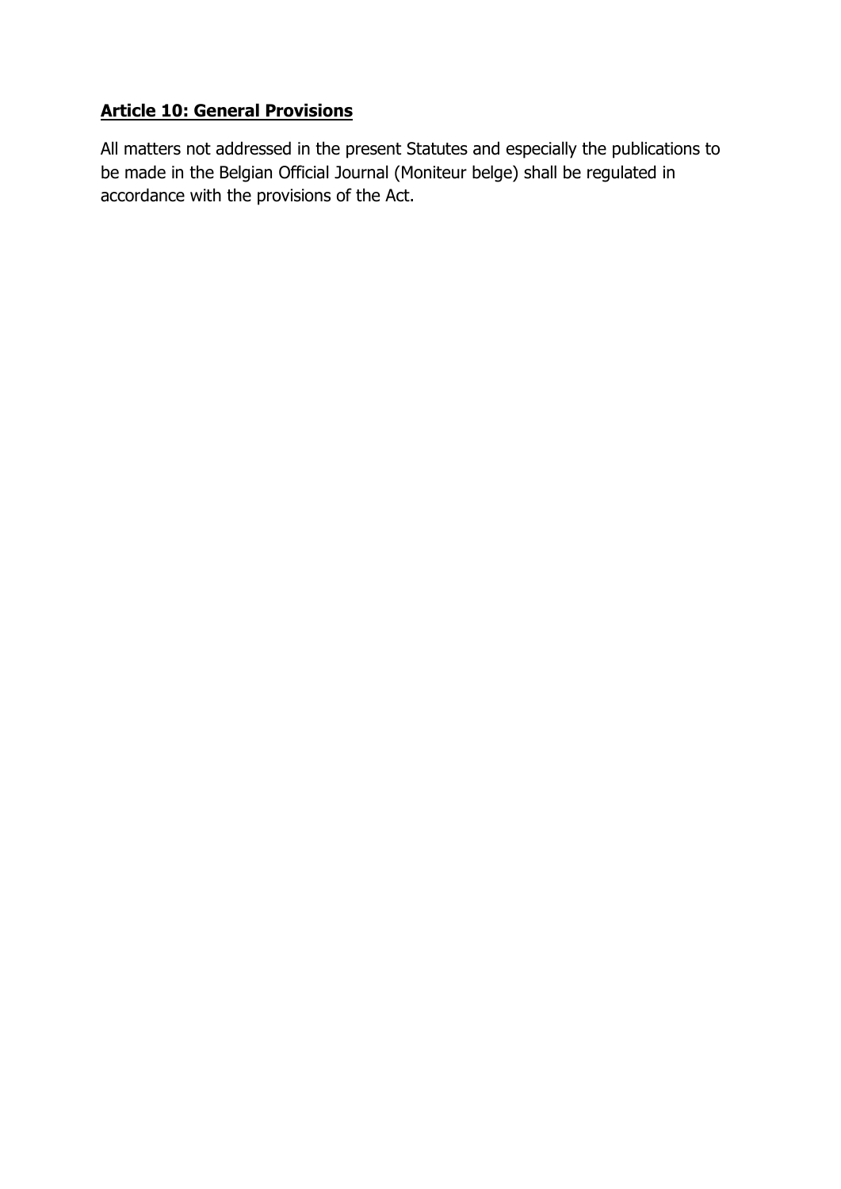## **Article 10: General Provisions**

All matters not addressed in the present Statutes and especially the publications to be made in the Belgian Official Journal (Moniteur belge) shall be regulated in accordance with the provisions of the Act.